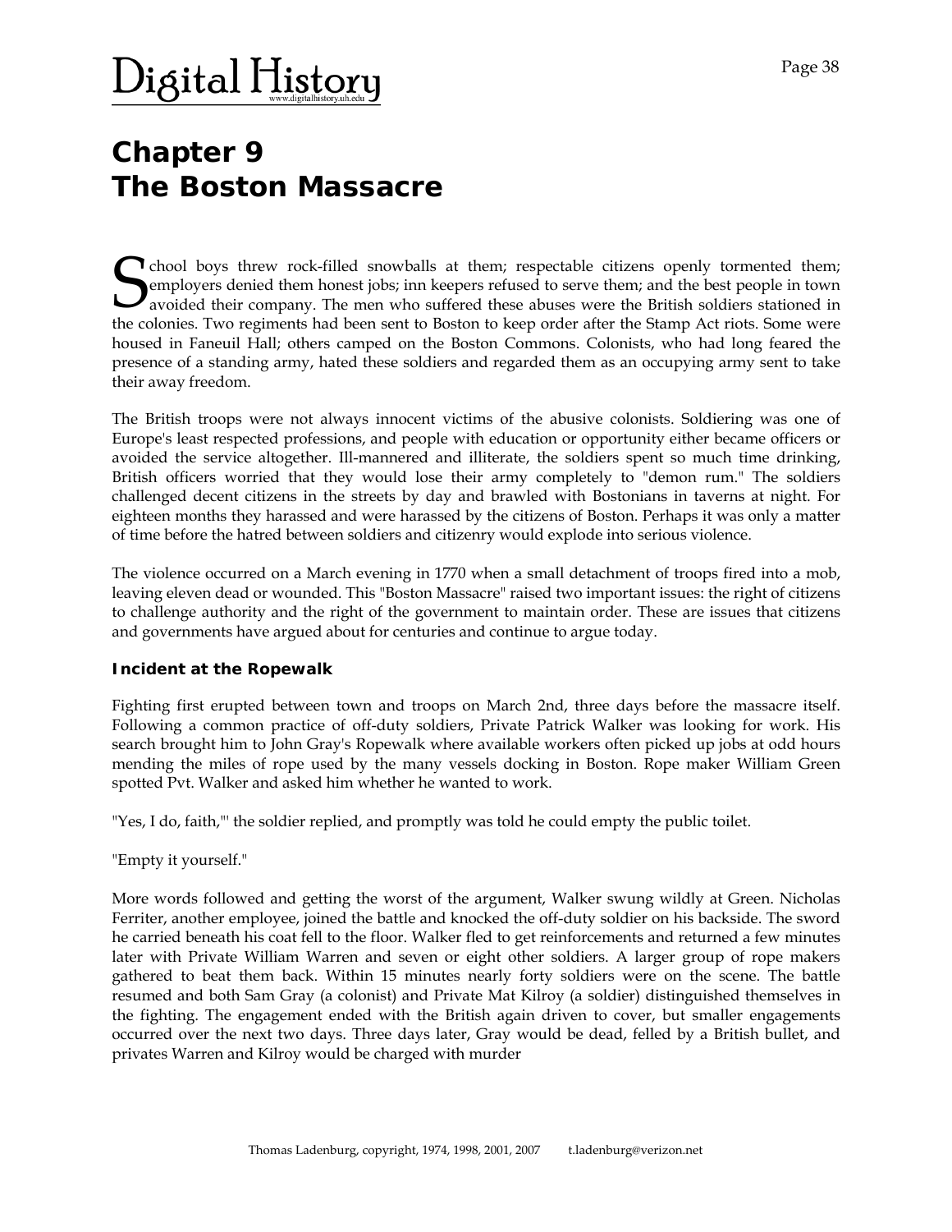# Chapter 9
# The Boston Massacre

School boys threw rock-filled snowballs at them; respectable citizens openly tormented them; employers denied them honest jobs; inn keepers refused to serve them; and the best people in town avoided their company. The men who suffered these abuses were the British soldiers stationed in the colonies. Two regiments had been sent to Boston to keep order after the Stamp Act riots. Some were housed in Faneuil Hall; others camped on the Boston Commons. Colonists, who had long feared the presence of a standing army, hated these soldiers and regarded them as an occupying army sent to take their away freedom.

The British troops were not always innocent victims of the abusive colonists. Soldiering was one of Europe's least respected professions, and people with education or opportunity either became officers or avoided the service altogether. Ill-mannered and illiterate, the soldiers spent so much time drinking, British officers worried that they would lose their army completely to "demon rum." The soldiers challenged decent citizens in the streets by day and brawled with Bostonians in taverns at night. For eighteen months they harassed and were harassed by the citizens of Boston. Perhaps it was only a matter of time before the hatred between soldiers and citizenry would explode into serious violence.

The violence occurred on a March evening in 1770 when a small detachment of troops fired into a mob, leaving eleven dead or wounded. This "Boston Massacre" raised two important issues: the right of citizens to challenge authority and the right of the government to maintain order. These are issues that citizens and governments have argued about for centuries and continue to argue today.

### Incident at the Ropewalk

Fighting first erupted between town and troops on March 2nd, three days before the massacre itself. Following a common practice of off-duty soldiers, Private Patrick Walker was looking for work. His search brought him to John Gray's Ropewalk where available workers often picked up jobs at odd hours mending the miles of rope used by the many vessels docking in Boston. Rope maker William Green spotted Pvt. Walker and asked him whether he wanted to work.

"Yes, I do, faith,"' the soldier replied, and promptly was told he could empty the public toilet.

"Empty it yourself."

More words followed and getting the worst of the argument, Walker swung wildly at Green. Nicholas Ferriter, another employee, joined the battle and knocked the off-duty soldier on his backside. The sword he carried beneath his coat fell to the floor. Walker fled to get reinforcements and returned a few minutes later with Private William Warren and seven or eight other soldiers. A larger group of rope makers gathered to beat them back. Within 15 minutes nearly forty soldiers were on the scene. The battle resumed and both Sam Gray (a colonist) and Private Mat Kilroy (a soldier) distinguished themselves in the fighting. The engagement ended with the British again driven to cover, but smaller engagements occurred over the next two days. Three days later, Gray would be dead, felled by a British bullet, and privates Warren and Kilroy would be charged with murder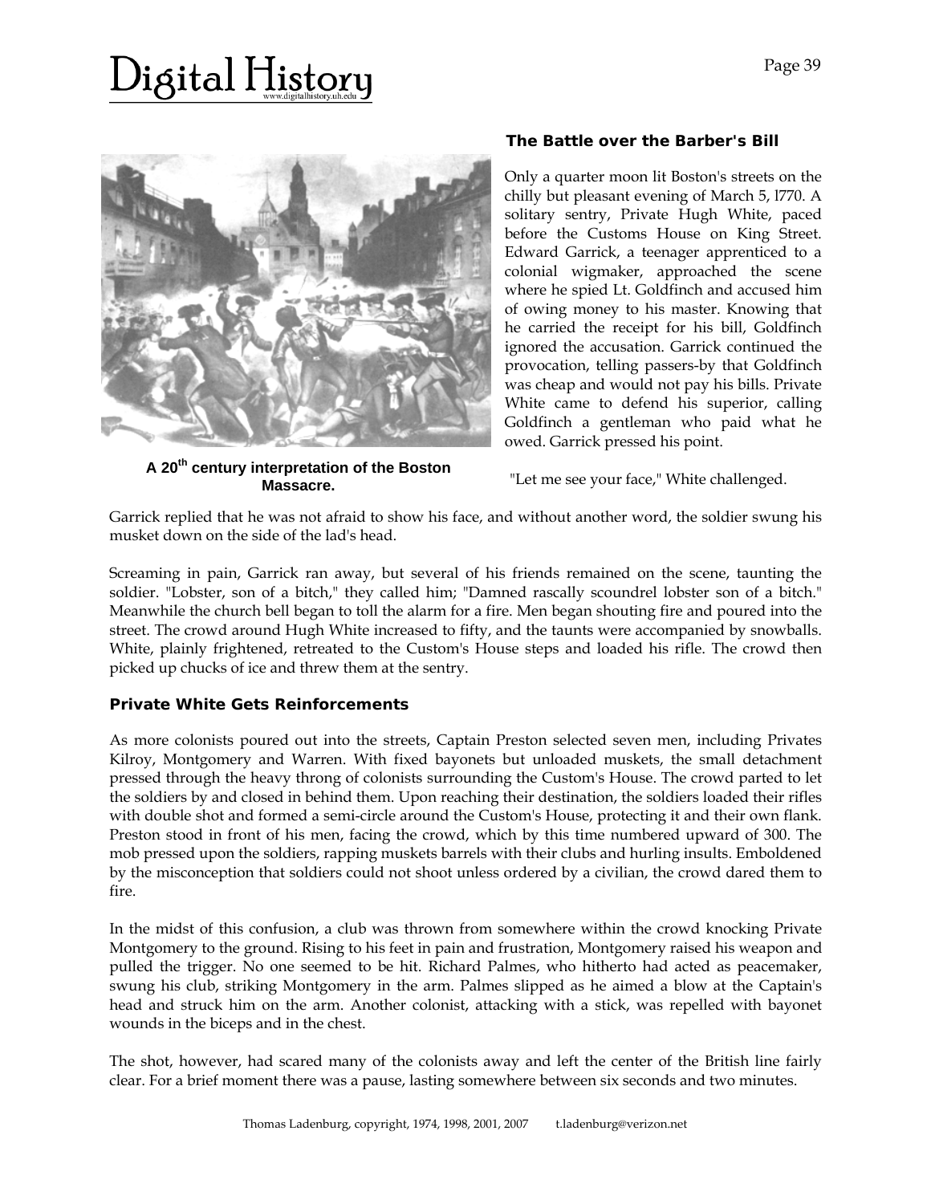A 20th century interpretation of the Boston Massacre.

### The Battle over the Barber's Bill

Only a quarter moon lit Boston's streets on the chilly but pleasant evening of March 5, l770. A solitary sentry, Private Hugh White, paced before the Customs House on King Street. Edward Garrick, a teenager apprenticed to a colonial wigmaker, approached the scene where he spied Lt. Goldfinch and accused him of owing money to his master. Knowing that he carried the receipt for his bill, Goldfinch ignored the accusation. Garrick continued the provocation, telling passers-by that Goldfinch was cheap and would not pay his bills. Private White came to defend his superior, calling Goldfinch a gentleman who paid what he owed. Garrick pressed his point.

"Let me see your face," White challenged.

Garrick replied that he was not afraid to show his face, and without another word, the soldier swung his musket down on the side of the lad's head.

Screaming in pain, Garrick ran away, but several of his friends remained on the scene, taunting the soldier. "Lobster, son of a bitch," they called him; "Damned rascally scoundrel lobster son of a bitch." Meanwhile the church bell began to toll the alarm for a fire. Men began shouting fire and poured into the street. The crowd around Hugh White increased to fifty, and the taunts were accompanied by snowballs. White, plainly frightened, retreated to the Custom's House steps and loaded his rifle. The crowd then picked up chucks of ice and threw them at the sentry.

### Private White Gets Reinforcements

As more colonists poured out into the streets, Captain Preston selected seven men, including Privates Kilroy, Montgomery and Warren. With fixed bayonets but unloaded muskets, the small detachment pressed through the heavy throng of colonists surrounding the Custom's House. The crowd parted to let the soldiers by and closed in behind them. Upon reaching their destination, the soldiers loaded their rifles with double shot and formed a semi-circle around the Custom's House, protecting it and their own flank. Preston stood in front of his men, facing the crowd, which by this time numbered upward of 300. The mob pressed upon the soldiers, rapping muskets barrels with their clubs and hurling insults. Emboldened by the misconception that soldiers could not shoot unless ordered by a civilian, the crowd dared them to fire.

In the midst of this confusion, a club was thrown from somewhere within the crowd knocking Private Montgomery to the ground. Rising to his feet in pain and frustration, Montgomery raised his weapon and pulled the trigger. No one seemed to be hit. Richard Palmes, who hitherto had acted as peacemaker, swung his club, striking Montgomery in the arm. Palmes slipped as he aimed a blow at the Captain's head and struck him on the arm. Another colonist, attacking with a stick, was repelled with bayonet wounds in the biceps and in the chest.

The shot, however, had scared many of the colonists away and left the center of the British line fairly clear. For a brief moment there was a pause, lasting somewhere between six seconds and two minutes.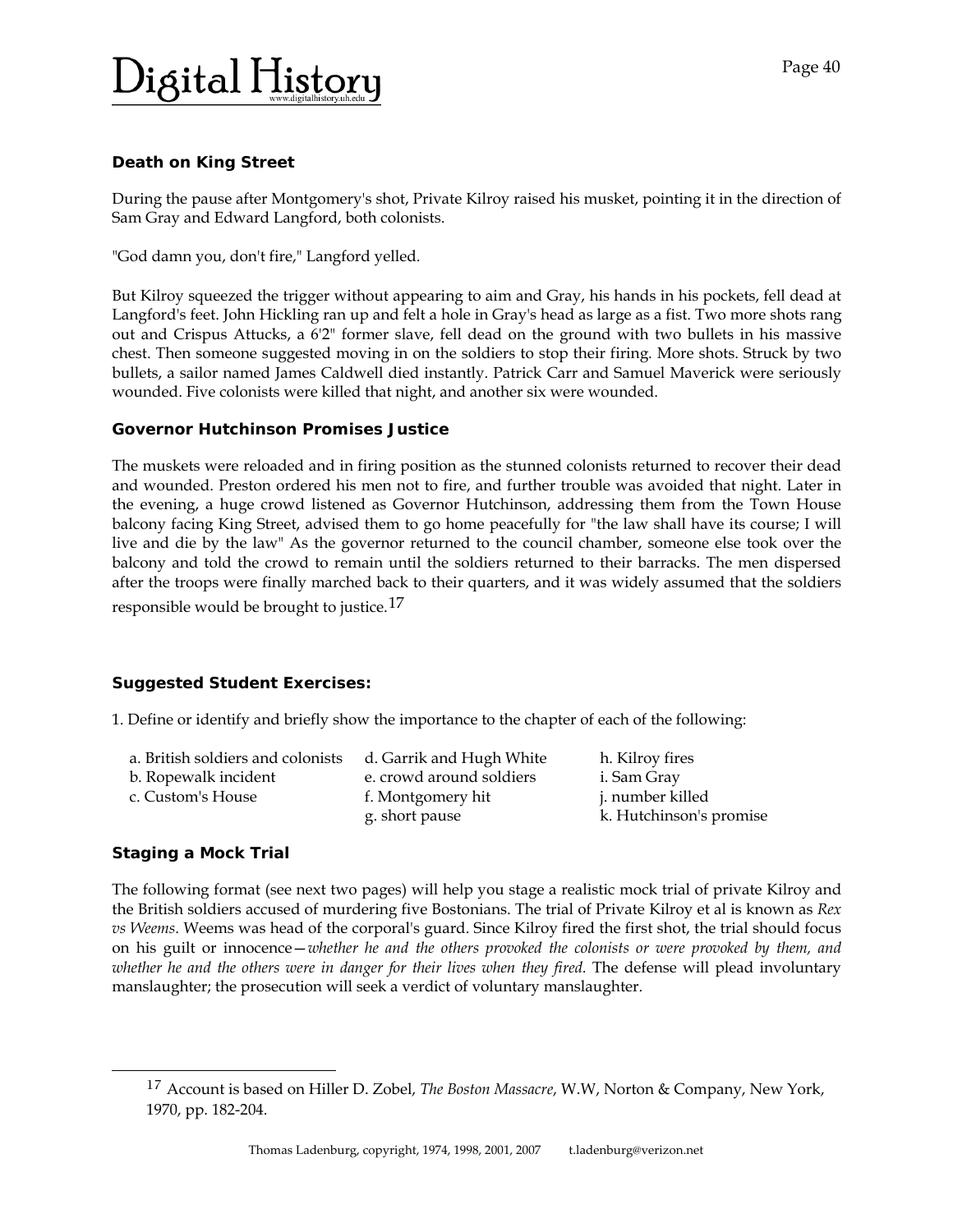### Death on King Street

During the pause after Montgomery's shot, Private Kilroy raised his musket, pointing it in the direction of Sam Gray and Edward Langford, both colonists.

"God damn you, don't fire," Langford yelled.

But Kilroy squeezed the trigger without appearing to aim and Gray, his hands in his pockets, fell dead at Langford's feet. John Hickling ran up and felt a hole in Gray's head as large as a fist. Two more shots rang out and Crispus Attucks, a 6'2" former slave, fell dead on the ground with two bullets in his massive chest. Then someone suggested moving in on the soldiers to stop their firing. More shots. Struck by two bullets, a sailor named James Caldwell died instantly. Patrick Carr and Samuel Maverick were seriously wounded. Five colonists were killed that night, and another six were wounded.

### Governor Hutchinson Promises Justice

The muskets were reloaded and in firing position as the stunned colonists returned to recover their dead and wounded. Preston ordered his men not to fire, and further trouble was avoided that night. Later in the evening, a huge crowd listened as Governor Hutchinson, addressing them from the Town House balcony facing King Street, advised them to go home peacefully for "the law shall have its course; I will live and die by the law" As the governor returned to the council chamber, someone else took over the balcony and told the crowd to remain until the soldiers returned to their barracks. The men dispersed after the troops were finally marched back to their quarters, and it was widely assumed that the soldiers responsible would be brought to justice.[17]

### Suggested Student Exercises:

1. Define or identify and briefly show the importance to the chapter of each of the following:

- a. British soldiers and colonists
- b. Ropewalk incident
- c. Custom's House
- d. Garrik and Hugh White
- e. crowd around soldiers
- f. Montgomery hit
- g. short pause
- h. Kilroy fires
- i. Sam Gray
- j. number killed
- k. Hutchinson's promise

### Staging a Mock Trial

The following format (see next two pages) will help you stage a realistic mock trial of private Kilroy and the British soldiers accused of murdering five Bostonians. The trial of Private Kilroy et al is known as *Rex vs Weems*. Weems was head of the corporal's guard. Since Kilroy fired the first shot, the trial should focus on his guilt or innocence—*whether he and the others provoked the colonists or were provoked by them, and whether he and the others were in danger for their lives when they fired.* The defense will plead involuntary manslaughter; the prosecution will seek a verdict of voluntary manslaughter.

---

[17] Account is based on Hiller D. Zobel, *The Boston Massacre*, W.W, Norton & Company, New York, 1970, pp. 182-204.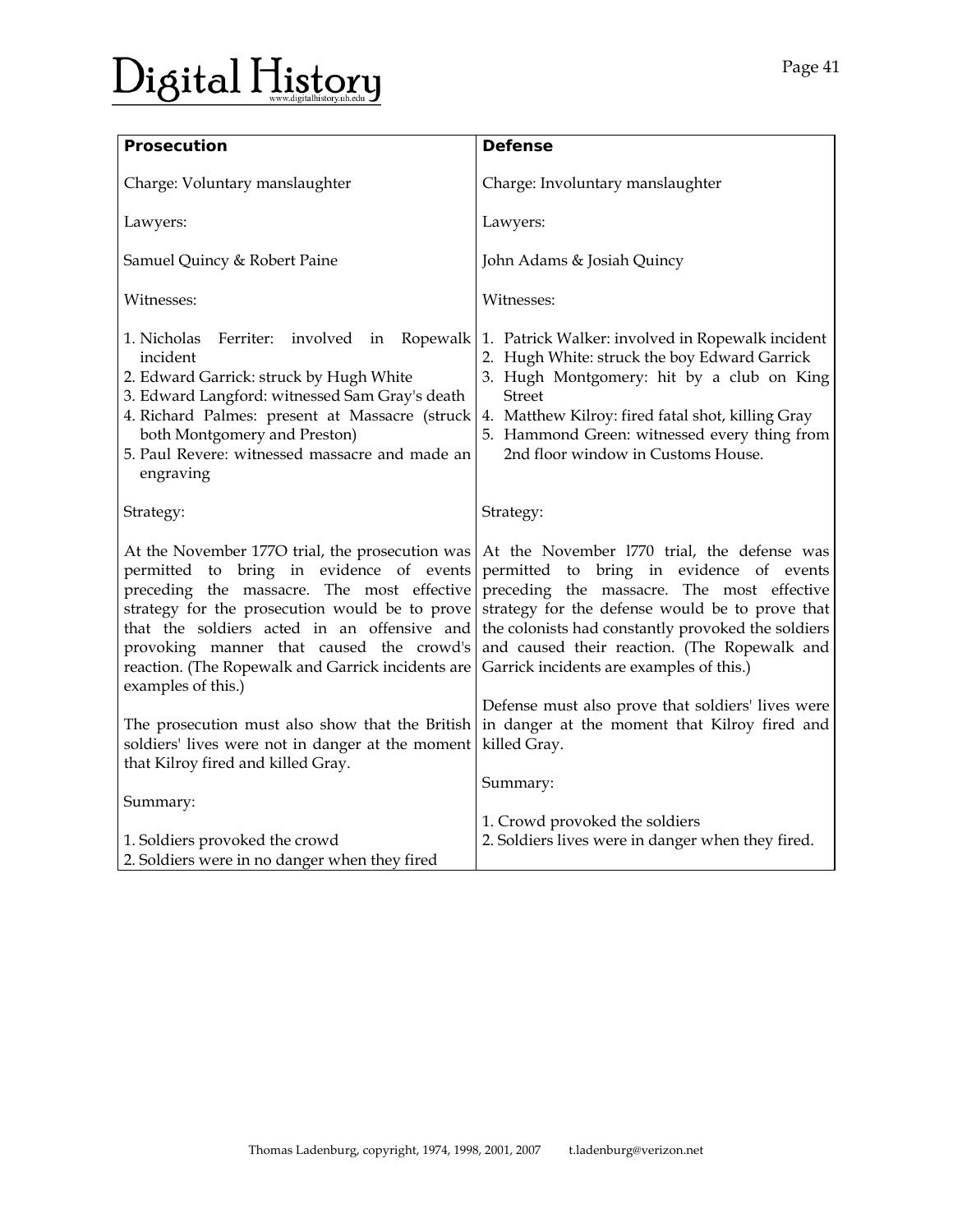| Prosecution | Defense |
|---|---|
| Charge: Voluntary manslaughter | Charge: Involuntary manslaughter |
| Lawyers:<br><br>Samuel Quincy & Robert Paine | Lawyers:<br><br>John Adams & Josiah Quincy |
| Witnesses:<br><br>1. Nicholas Ferriter: involved in Ropewalk incident<br>2. Edward Garrick: struck by Hugh White<br>3. Edward Langford: witnessed Sam Gray's death<br>4. Richard Palmes: present at Massacre (struck both Montgomery and Preston)<br>5. Paul Revere: witnessed massacre and made an engraving | Witnesses:<br><br>1. Patrick Walker: involved in Ropewalk incident<br>2. Hugh White: struck the boy Edward Garrick<br>3. Hugh Montgomery: hit by a club on King Street<br>4. Matthew Kilroy: fired fatal shot, killing Gray<br>5. Hammond Green: witnessed every thing from 2nd floor window in Customs House. |
| Strategy:<br><br>At the November 177O trial, the prosecution was permitted to bring in evidence of events preceding the massacre. The most effective strategy for the prosecution would be to prove that the soldiers acted in an offensive and provoking manner that caused the crowd's reaction. (The Ropewalk and Garrick incidents are examples of this.)<br><br>The prosecution must also show that the British soldiers' lives were not in danger at the moment that Kilroy fired and killed Gray. | Strategy:<br><br>At the November l770 trial, the defense was permitted to bring in evidence of events preceding the massacre. The most effective strategy for the defense would be to prove that the colonists had constantly provoked the soldiers and caused their reaction. (The Ropewalk and Garrick incidents are examples of this.)<br><br>Defense must also prove that soldiers' lives were in danger at the moment that Kilroy fired and killed Gray. |
| Summary:<br><br>1. Soldiers provoked the crowd<br>2. Soldiers were in no danger when they fired | Summary:<br><br>1. Crowd provoked the soldiers<br>2. Soldiers lives were in danger when they fired. |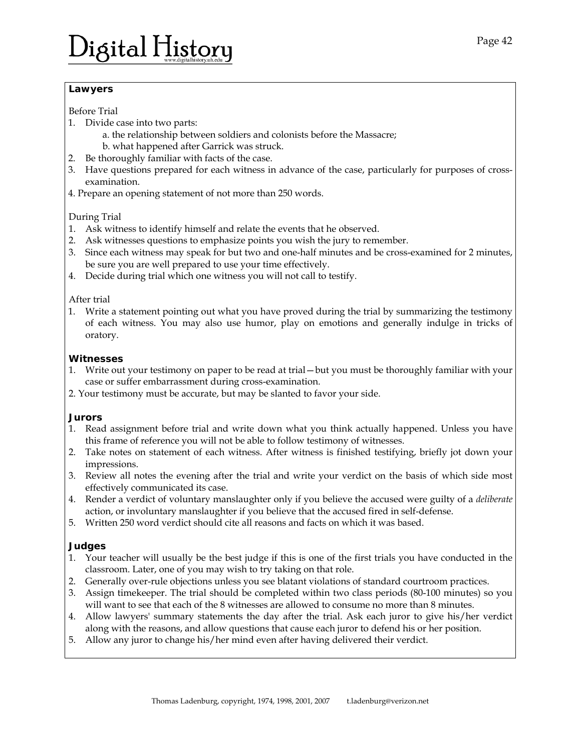**Lawyers**

Before Trial

1. Divide case into two parts:
   - a. the relationship between soldiers and colonists before the Massacre;
   - b. what happened after Garrick was struck.
2. Be thoroughly familiar with facts of the case.
3. Have questions prepared for each witness in advance of the case, particularly for purposes of cross-examination.
4. Prepare an opening statement of not more than 250 words.

During Trial

1. Ask witness to identify himself and relate the events that he observed.
2. Ask witnesses questions to emphasize points you wish the jury to remember.
3. Since each witness may speak for but two and one-half minutes and be cross-examined for 2 minutes, be sure you are well prepared to use your time effectively.
4. Decide during trial which one witness you will not call to testify.

After trial

1. Write a statement pointing out what you have proved during the trial by summarizing the testimony of each witness. You may also use humor, play on emotions and generally indulge in tricks of oratory.

**Witnesses**

1. Write out your testimony on paper to be read at trial—but you must be thoroughly familiar with your case or suffer embarrassment during cross-examination.
2. Your testimony must be accurate, but may be slanted to favor your side.

**Jurors**

1. Read assignment before trial and write down what you think actually happened. Unless you have this frame of reference you will not be able to follow testimony of witnesses.
2. Take notes on statement of each witness. After witness is finished testifying, briefly jot down your impressions.
3. Review all notes the evening after the trial and write your verdict on the basis of which side most effectively communicated its case.
4. Render a verdict of voluntary manslaughter only if you believe the accused were guilty of a *deliberate* action, or involuntary manslaughter if you believe that the accused fired in self-defense.
5. Written 250 word verdict should cite all reasons and facts on which it was based.

**Judges**

1. Your teacher will usually be the best judge if this is one of the first trials you have conducted in the classroom. Later, one of you may wish to try taking on that role.
2. Generally over-rule objections unless you see blatant violations of standard courtroom practices.
3. Assign timekeeper. The trial should be completed within two class periods (80-100 minutes) so you will want to see that each of the 8 witnesses are allowed to consume no more than 8 minutes.
4. Allow lawyers' summary statements the day after the trial. Ask each juror to give his/her verdict along with the reasons, and allow questions that cause each juror to defend his or her position.
5. Allow any juror to change his/her mind even after having delivered their verdict.